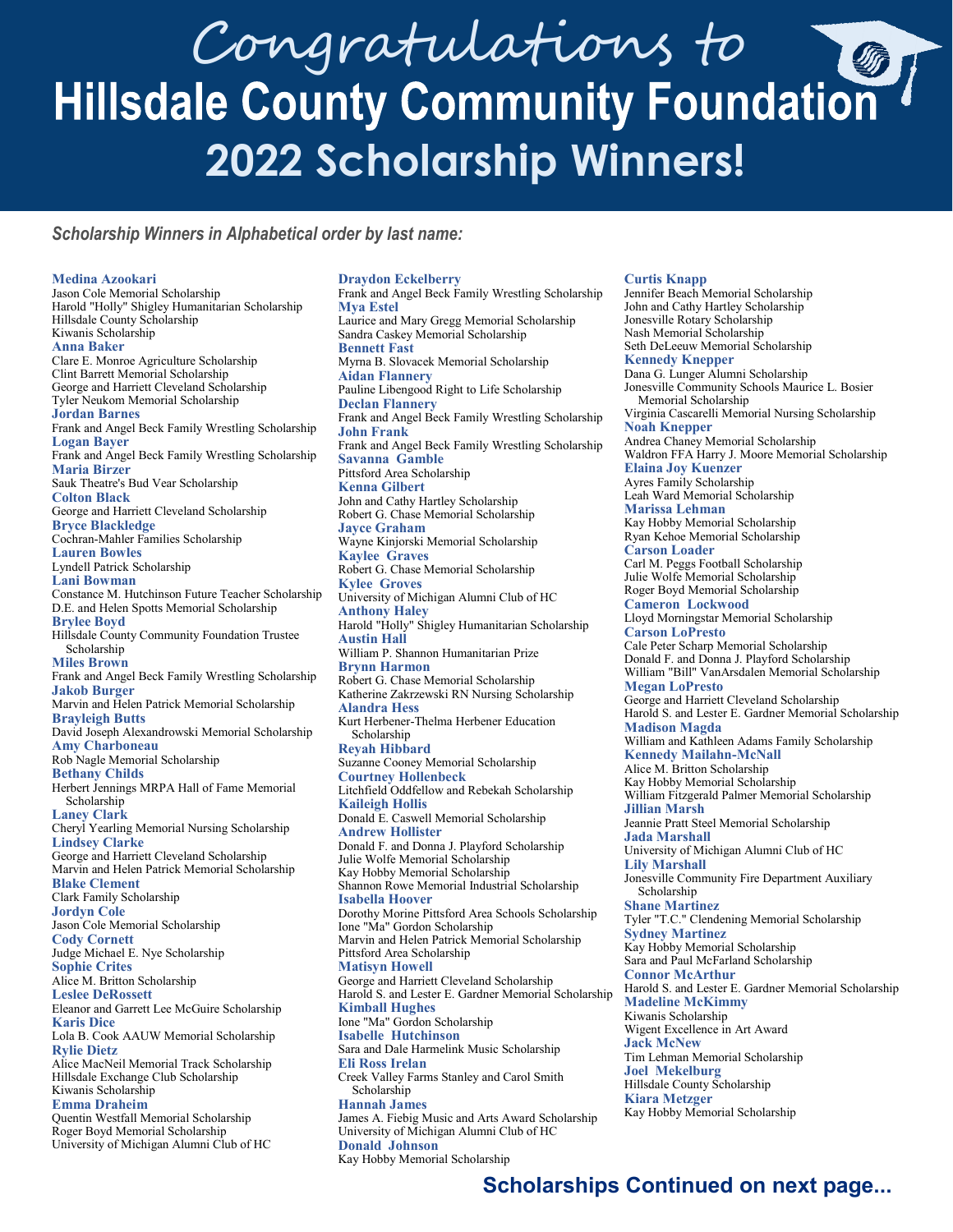# Congratulations to
# Hillsdale County Community Foundation
# 2022 Scholarship Winners!

*Scholarship Winners in Alphabetical order by last name:*

**Medina Azookari**
Jason Cole Memorial Scholarship
Harold "Holly" Shigley Humanitarian Scholarship
Hillsdale County Scholarship
Kiwanis Scholarship

**Anna Baker**
Clare E. Monroe Agriculture Scholarship
Clint Barrett Memorial Scholarship
George and Harriett Cleveland Scholarship
Tyler Neukom Memorial Scholarship

**Jordan Barnes**
Frank and Angel Beck Family Wrestling Scholarship

**Logan Bayer**
Frank and Angel Beck Family Wrestling Scholarship

**Maria Birzer**
Sauk Theatre's Bud Vear Scholarship

**Colton Black**
George and Harriett Cleveland Scholarship

**Bryce Blackledge**
Cochran-Mahler Families Scholarship

**Lauren Bowles**
Lyndell Patrick Scholarship

**Lani Bowman**
Constance M. Hutchinson Future Teacher Scholarship
D.E. and Helen Spotts Memorial Scholarship

**Brylee Boyd**
Hillsdale County Community Foundation Trustee Scholarship

**Miles Brown**
Frank and Angel Beck Family Wrestling Scholarship

**Jakob Burger**
Marvin and Helen Patrick Memorial Scholarship

**Brayleigh Butts**
David Joseph Alexandrowski Memorial Scholarship

**Amy Charboneau**
Rob Nagle Memorial Scholarship

**Bethany Childs**
Herbert Jennings MRPA Hall of Fame Memorial Scholarship

**Laney Clark**
Cheryl Yearling Memorial Nursing Scholarship

**Lindsey Clarke**
George and Harriett Cleveland Scholarship
Marvin and Helen Patrick Memorial Scholarship

**Blake Clement**
Clark Family Scholarship

**Jordyn Cole**
Jason Cole Memorial Scholarship

**Cody Cornett**
Judge Michael E. Nye Scholarship

**Sophie Crites**
Alice M. Britton Scholarship

**Leslee DeRossett**
Eleanor and Garrett Lee McGuire Scholarship

**Karis Dice**
Lola B. Cook AAUW Memorial Scholarship

**Rylie Dietz**
Alice MacNeil Memorial Track Scholarship
Hillsdale Exchange Club Scholarship
Kiwanis Scholarship

**Emma Draheim**
Quentin Westfall Memorial Scholarship
Roger Boyd Memorial Scholarship
University of Michigan Alumni Club of HC

**Draydon Eckelberry**
Frank and Angel Beck Family Wrestling Scholarship

**Mya Estel**
Laurice and Mary Gregg Memorial Scholarship
Sandra Caskey Memorial Scholarship

**Bennett Fast**
Myrna B. Slovacek Memorial Scholarship

**Aidan Flannery**
Pauline Libengood Right to Life Scholarship

**Declan Flannery**
Frank and Angel Beck Family Wrestling Scholarship

**John Frank**
Frank and Angel Beck Family Wrestling Scholarship

**Savanna Gamble**
Pittsford Area Scholarship

**Kenna Gilbert**
John and Cathy Hartley Scholarship
Robert G. Chase Memorial Scholarship

**Jayce Graham**
Wayne Kinjorski Memorial Scholarship

**Kaylee Graves**
Robert G. Chase Memorial Scholarship

**Kylee Groves**
University of Michigan Alumni Club of HC

**Anthony Haley**
Harold "Holly" Shigley Humanitarian Scholarship

**Austin Hall**
William P. Shannon Humanitarian Prize

**Brynn Harmon**
Robert G. Chase Memorial Scholarship
Katherine Zakrzewski RN Nursing Scholarship

**Alandra Hess**
Kurt Herbener-Thelma Herbener Education Scholarship

**Reyah Hibbard**
Suzanne Cooney Memorial Scholarship

**Courtney Hollenbeck**
Litchfield Oddfellow and Rebekah Scholarship

**Kaileigh Hollis**
Donald E. Caswell Memorial Scholarship

**Andrew Hollister**
Donald F. and Donna J. Playford Scholarship
Julie Wolfe Memorial Scholarship
Kay Hobby Memorial Scholarship
Shannon Rowe Memorial Industrial Scholarship

**Isabella Hoover**
Dorothy Morine Pittsford Area Schools Scholarship
Ione "Ma" Gordon Scholarship
Marvin and Helen Patrick Memorial Scholarship
Pittsford Area Scholarship

**Matisyn Howell**
George and Harriett Cleveland Scholarship
Harold S. and Lester E. Gardner Memorial Scholarship

**Kimball Hughes**
Ione "Ma" Gordon Scholarship

**Isabelle Hutchinson**
Sara and Dale Harmelink Music Scholarship

**Eli Ross Irelan**
Creek Valley Farms Stanley and Carol Smith Scholarship

**Hannah James**
James A. Fiebig Music and Arts Award Scholarship
University of Michigan Alumni Club of HC

**Donald Johnson**
Kay Hobby Memorial Scholarship

**Curtis Knapp**
Jennifer Beach Memorial Scholarship
John and Cathy Hartley Scholarship
Jonesville Rotary Scholarship
Nash Memorial Scholarship
Seth DeLeeuw Memorial Scholarship

**Kennedy Knepper**
Dana G. Lunger Alumni Scholarship
Jonesville Community Schools Maurice L. Bosier Memorial Scholarship
Virginia Cascarelli Memorial Nursing Scholarship

**Noah Knepper**
Andrea Chaney Memorial Scholarship
Waldron FFA Harry J. Moore Memorial Scholarship

**Elaina Joy Kuenzer**
Ayres Family Scholarship
Leah Ward Memorial Scholarship

**Marissa Lehman**
Kay Hobby Memorial Scholarship
Ryan Kehoe Memorial Scholarship

**Carson Loader**
Carl M. Peggs Football Scholarship
Julie Wolfe Memorial Scholarship
Roger Boyd Memorial Scholarship

**Cameron Lockwood**
Lloyd Morningstar Memorial Scholarship

**Carson LoPresto**
Cale Peter Scharp Memorial Scholarship
Donald F. and Donna J. Playford Scholarship
William "Bill" VanArsdalen Memorial Scholarship

**Megan LoPresto**
George and Harriett Cleveland Scholarship
Harold S. and Lester E. Gardner Memorial Scholarship

**Madison Magda**
William and Kathleen Adams Family Scholarship

**Kennedy Mailahn-McNall**
Alice M. Britton Scholarship
Kay Hobby Memorial Scholarship
William Fitzgerald Palmer Memorial Scholarship

**Jillian Marsh**
Jeannie Pratt Steel Memorial Scholarship

**Jada Marshall**
University of Michigan Alumni Club of HC

**Lily Marshall**
Jonesville Community Fire Department Auxiliary Scholarship

**Shane Martinez**
Tyler "T.C." Clendening Memorial Scholarship

**Sydney Martinez**
Kay Hobby Memorial Scholarship
Sara and Paul McFarland Scholarship

**Connor McArthur**
Harold S. and Lester E. Gardner Memorial Scholarship

**Madeline McKimmy**
Kiwanis Scholarship
Wigent Excellence in Art Award

**Jack McNew**
Tim Lehman Memorial Scholarship

**Joel Mekelburg**
Hillsdale County Scholarship

**Kiara Metzger**
Kay Hobby Memorial Scholarship

**Scholarships Continued on next page...**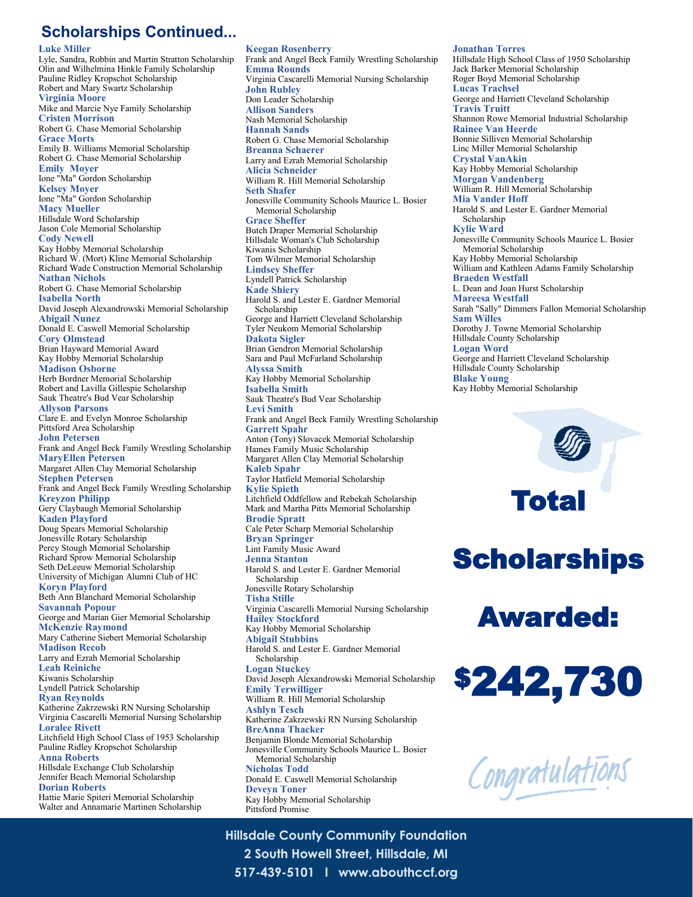## Scholarships Continued...

**Luke Miller**
Lyle, Sandra, Robbin and Martin Stratton Scholarship
Olin and Wilhelmina Hinkle Family Scholarship
Pauline Ridley Kropschot Scholarship
Robert and Mary Swartz Scholarship

**Virginia Moore**
Mike and Marcie Nye Family Scholarship

**Cristen Morrison**
Robert G. Chase Memorial Scholarship

**Grace Morts**
Emily B. Williams Memorial Scholarship
Robert G. Chase Memorial Scholarship

**Emily Moyer**
Ione "Ma" Gordon Scholarship

**Kelsey Moyer**
Ione "Ma" Gordon Scholarship

**Macy Mueller**
Hillsdale Word Scholarship
Jason Cole Memorial Scholarship

**Cody Newell**
Kay Hobby Memorial Scholarship
Richard W. (Mort) Kline Memorial Scholarship
Richard Wade Construction Memorial Scholarship

**Nathan Nichols**
Robert G. Chase Memorial Scholarship

**Isabella North**
David Joseph Alexandrowski Memorial Scholarship

**Abigail Nunez**
Donald E. Caswell Memorial Scholarship

**Cory Olmstead**
Brian Hayward Memorial Award
Kay Hobby Memorial Scholarship

**Madison Osborne**
Herb Bordner Memorial Scholarship
Robert and Lavilla Gillespie Scholarship
Sauk Theatre's Bud Vear Scholarship

**Allyson Parsons**
Clare E. and Evelyn Monroe Scholarship
Pittsford Area Scholarship

**John Petersen**
Frank and Angel Beck Family Wrestling Scholarship

**MaryEllen Petersen**
Margaret Allen Clay Memorial Scholarship

**Stephen Petersen**
Frank and Angel Beck Family Wrestling Scholarship

**Kreyzon Philipp**
Gery Claybaugh Memorial Scholarship

**Kaden Playford**
Doug Spears Memorial Scholarship
Jonesville Rotary Scholarship
Percy Stough Memorial Scholarship
Richard Sprow Memorial Scholarship
Seth DeLeeuw Memorial Scholarship
University of Michigan Alumni Club of HC

**Koryn Playford**
Beth Ann Blanchard Memorial Scholarship

**Savannah Popour**
George and Marian Gier Memorial Scholarship

**McKenzie Raymond**
Mary Catherine Siebert Memorial Scholarship

**Madison Recob**
Larry and Ezrah Memorial Scholarship

**Leah Reiniche**
Kiwanis Scholarship
Lyndell Patrick Scholarship

**Ryan Reynolds**
Katherine Zakrzewski RN Nursing Scholarship
Virginia Cascarelli Memorial Nursing Scholarship

**Loralee Rivett**
Litchfield High School Class of 1953 Scholarship
Pauline Ridley Kropschot Scholarship

**Anna Roberts**
Hillsdale Exchange Club Scholarship
Jennifer Beach Memorial Scholarship

**Dorian Roberts**
Hattie Marie Spiteri Memorial Scholarship
Walter and Annamarie Martinen Scholarship

**Keegan Rosenberry**
Frank and Angel Beck Family Wrestling Scholarship

**Emma Rounds**
Virginia Cascarelli Memorial Nursing Scholarship

**John Rubley**
Don Leader Scholarship

**Allison Sanders**
Nash Memorial Scholarship

**Hannah Sands**
Robert G. Chase Memorial Scholarship

**Breanna Schaerer**
Larry and Ezrah Memorial Scholarship

**Alicia Schneider**
William R. Hill Memorial Scholarship

**Seth Shafer**
Jonesville Community Schools Maurice L. Bosier Memorial Scholarship

**Grace Sheffer**
Butch Draper Memorial Scholarship
Hillsdale Woman's Club Scholarship
Kiwanis Scholarship
Tom Wilmer Memorial Scholarship

**Lindsey Sheffer**
Lyndell Patrick Scholarship

**Kade Shiery**
Harold S. and Lester E. Gardner Memorial Scholarship
George and Harriett Cleveland Scholarship
Tyler Neukom Memorial Scholarship

**Dakota Sigler**
Brian Gendron Memorial Scholarship
Sara and Paul McFarland Scholarship

**Alyssa Smith**
Kay Hobby Memorial Scholarship

**Isabella Smith**
Sauk Theatre's Bud Vear Scholarship

**Levi Smith**
Frank and Angel Beck Family Wrestling Scholarship

**Garrett Spahr**
Anton (Tony) Slovacek Memorial Scholarship
Hames Family Music Scholarship
Margaret Allen Clay Memorial Scholarship

**Kaleb Spahr**
Taylor Hatfield Memorial Scholarship

**Kylie Spieth**
Litchfield Oddfellow and Rebekah Scholarship
Mark and Martha Pitts Memorial Scholarship

**Brodie Spratt**
Cale Peter Scharp Memorial Scholarship

**Bryan Springer**
Lint Family Music Award

**Jenna Stanton**
Harold S. and Lester E. Gardner Memorial Scholarship
Jonesville Rotary Scholarship

**Tisha Stille**
Virginia Cascarelli Memorial Nursing Scholarship

**Hailey Stockford**
Kay Hobby Memorial Scholarship

**Abigail Stubbins**
Harold S. and Lester E. Gardner Memorial Scholarship

**Logan Stuckey**
David Joseph Alexandrowski Memorial Scholarship

**Emily Terwilliger**
William R. Hill Memorial Scholarship

**Ashlyn Tesch**
Katherine Zakrzewski RN Nursing Scholarship

**BreAnna Thacker**
Benjamin Blonde Memorial Scholarship
Jonesville Community Schools Maurice L. Bosier Memorial Scholarship

**Nicholas Todd**
Donald E. Caswell Memorial Scholarship

**Deveyn Toner**
Kay Hobby Memorial Scholarship
Pittsford Promise

**Jonathan Torres**
Hillsdale High School Class of 1950 Scholarship
Jack Barker Memorial Scholarship
Roger Boyd Memorial Scholarship

**Lucas Trachsel**
George and Harriett Cleveland Scholarship

**Travis Truitt**
Shannon Rowe Memorial Industrial Scholarship

**Rainee Van Heerde**
Bonnie Silliven Memorial Scholarship
Linc Miller Memorial Scholarship

**Crystal VanAkin**
Kay Hobby Memorial Scholarship

**Morgan Vandenberg**
William R. Hill Memorial Scholarship

**Mia Vander Hoff**
Harold S. and Lester E. Gardner Memorial Scholarship

**Kylie Ward**
Jonesville Community Schools Maurice L. Bosier Memorial Scholarship
Kay Hobby Memorial Scholarship
William and Kathleen Adams Family Scholarship

**Braeden Westfall**
L. Dean and Joan Hurst Scholarship

**Mareesa Westfall**
Sarah "Sally" Dimmers Fallon Memorial Scholarship

**Sam Willes**
Dorothy J. Towne Memorial Scholarship
Hillsdale County Scholarship

**Logan Word**
George and Harriett Cleveland Scholarship
Hillsdale County Scholarship

**Blake Young**
Kay Hobby Memorial Scholarship

# Total Scholarships Awarded: $242,730

Congratulations

Hillsdale County Community Foundation
2 South Howell Street, Hillsdale, MI
517-439-5101 | www.abouthccf.org